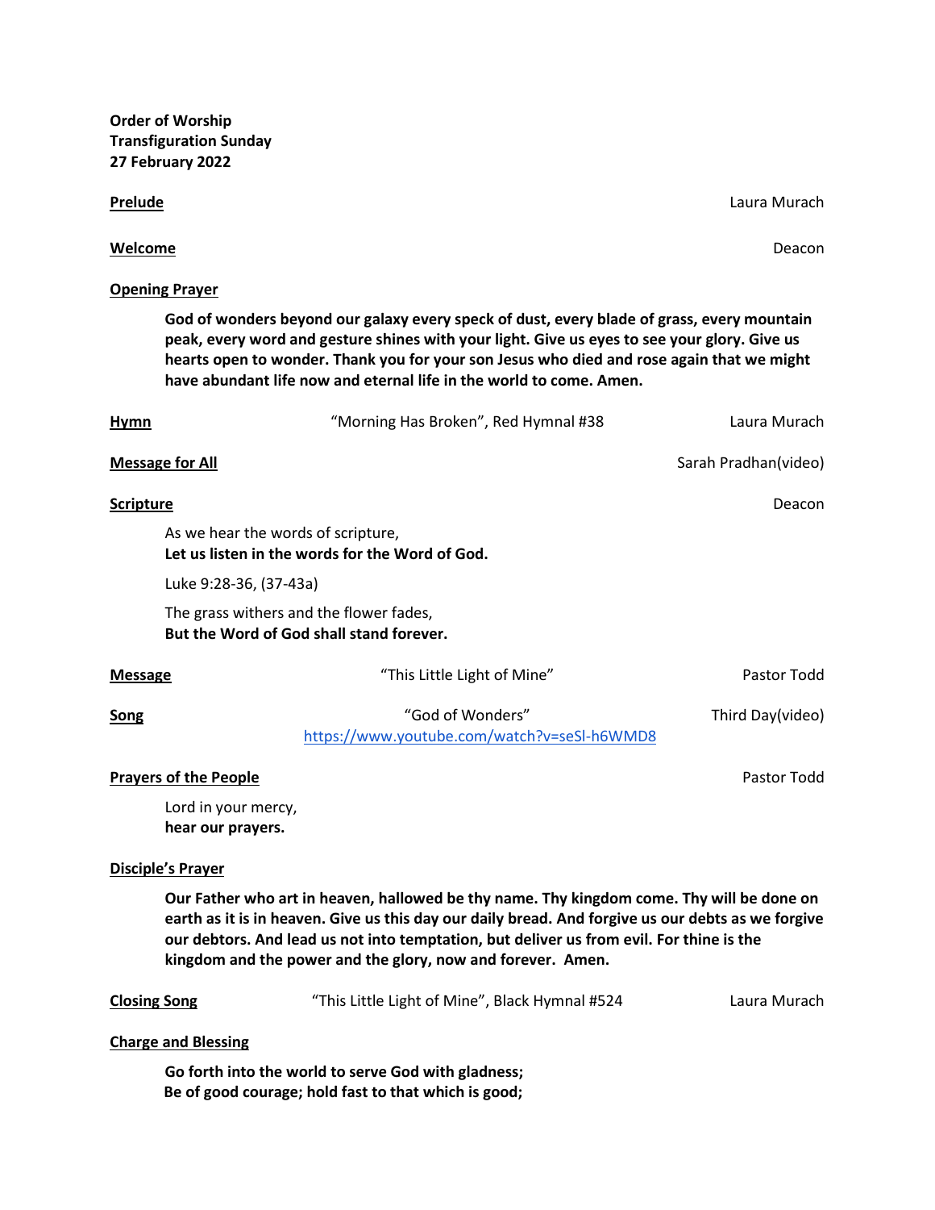**Order of Worship**
**Transfiguration Sunday**
**27 February 2022**

**Prelude** — Laura Murach

**Welcome** — Deacon

**Opening Prayer**

> **God of wonders beyond our galaxy every speck of dust, every blade of grass, every mountain peak, every word and gesture shines with your light. Give us eyes to see your glory. Give us hearts open to wonder. Thank you for your son Jesus who died and rose again that we might have abundant life now and eternal life in the world to come. Amen.**

**Hymn** — "Morning Has Broken", Red Hymnal #38 — Laura Murach

**Message for All** — Sarah Pradhan(video)

**Scripture** — Deacon

> As we hear the words of scripture,
> **Let us listen in the words for the Word of God.**
>
> Luke 9:28-36, (37-43a)
>
> The grass withers and the flower fades,
> **But the Word of God shall stand forever.**

**Message** — "This Little Light of Mine" — Pastor Todd

**Song** — "God of Wonders" https://www.youtube.com/watch?v=seSl-h6WMD8 — Third Day(video)

**Prayers of the People** — Pastor Todd

> Lord in your mercy,
> **hear our prayers.**

**Disciple's Prayer**

> **Our Father who art in heaven, hallowed be thy name. Thy kingdom come. Thy will be done on earth as it is in heaven. Give us this day our daily bread. And forgive us our debts as we forgive our debtors. And lead us not into temptation, but deliver us from evil. For thine is the kingdom and the power and the glory, now and forever. Amen.**

**Closing Song** — "This Little Light of Mine", Black Hymnal #524 — Laura Murach

**Charge and Blessing**

> **Go forth into the world to serve God with gladness;**
> **Be of good courage; hold fast to that which is good;**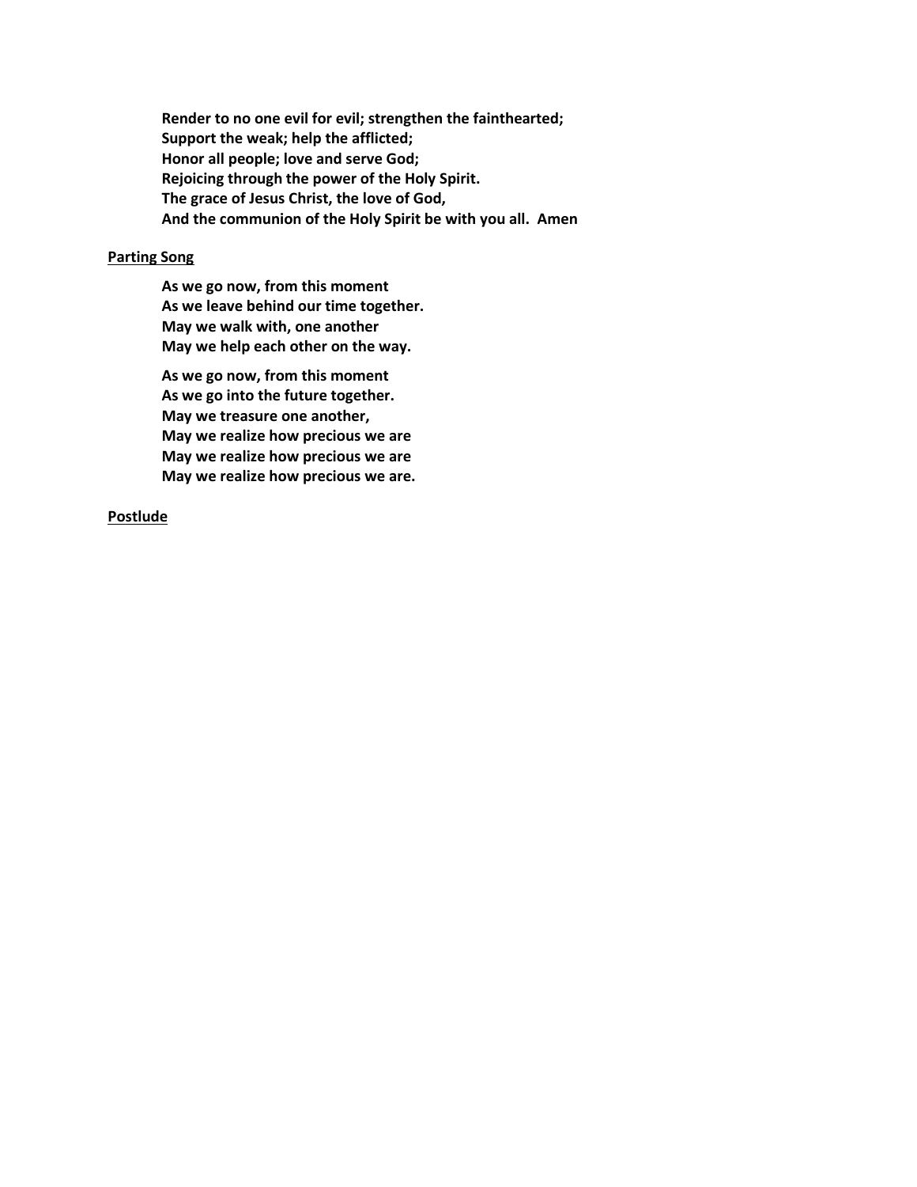**Render to no one evil for evil; strengthen the fainthearted;**
**Support the weak; help the afflicted;**
**Honor all people; love and serve God;**
**Rejoicing through the power of the Holy Spirit.**
**The grace of Jesus Christ, the love of God,**
**And the communion of the Holy Spirit be with you all. Amen**

**Parting Song**

**As we go now, from this moment**
**As we leave behind our time together.**
**May we walk with, one another**
**May we help each other on the way.**

**As we go now, from this moment**
**As we go into the future together.**
**May we treasure one another,**
**May we realize how precious we are**
**May we realize how precious we are**
**May we realize how precious we are.**

**Postlude**